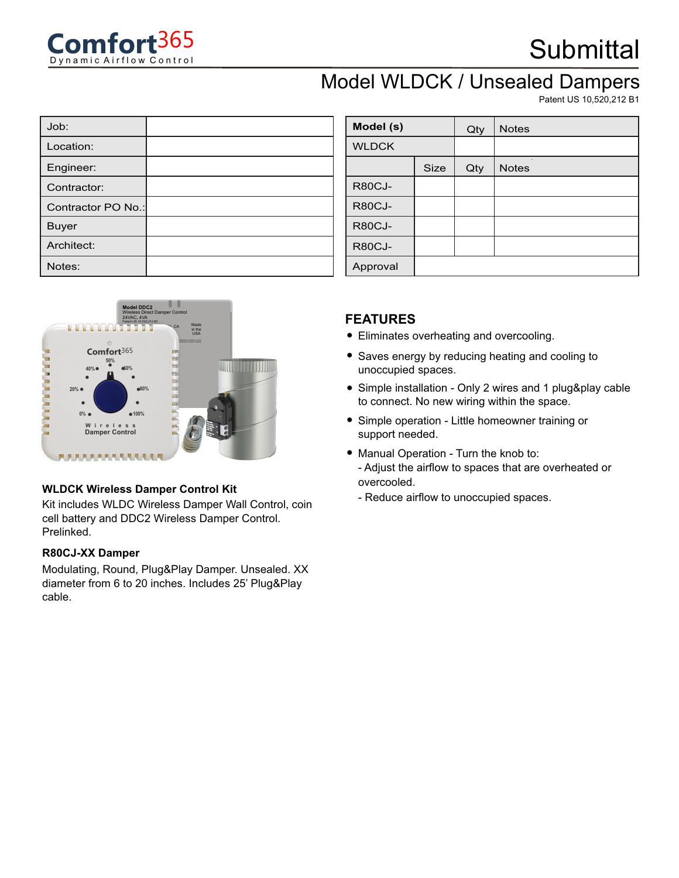Comfort365
Dynamic Airflow Control

# Submittal

## Model WLDCK / Unsealed Dampers

Patent US 10,520,212 B1

| Job: | |
|---|---|
| Location: | |
| Engineer: | |
| Contractor: | |
| Contractor PO No.: | |
| Buyer | |
| Architect: | |
| Notes: | |

| Model (s) | | Qty | Notes |
|---|---|---|---|
| WLDCK | | | |
| | Size | Qty | Notes |
| R80CJ- | | | |
| R80CJ- | | | |
| R80CJ- | | | |
| R80CJ- | | | |
| Approval | | | |

**WLDCK Wireless Damper Control Kit**

Kit includes WLDC Wireless Damper Wall Control, coin cell battery and DDC2 Wireless Damper Control. Prelinked.

**R80CJ-XX Damper**

Modulating, Round, Plug&Play Damper. Unsealed. XX diameter from 6 to 20 inches. Includes 25' Plug&Play cable.

## FEATURES

- Eliminates overheating and overcooling.
- Saves energy by reducing heating and cooling to unoccupied spaces.
- Simple installation - Only 2 wires and 1 plug&play cable to connect. No new wiring within the space.
- Simple operation - Little homeowner training or support needed.
- Manual Operation - Turn the knob to:
  - Adjust the airflow to spaces that are overheated or overcooled.
  - Reduce airflow to unoccupied spaces.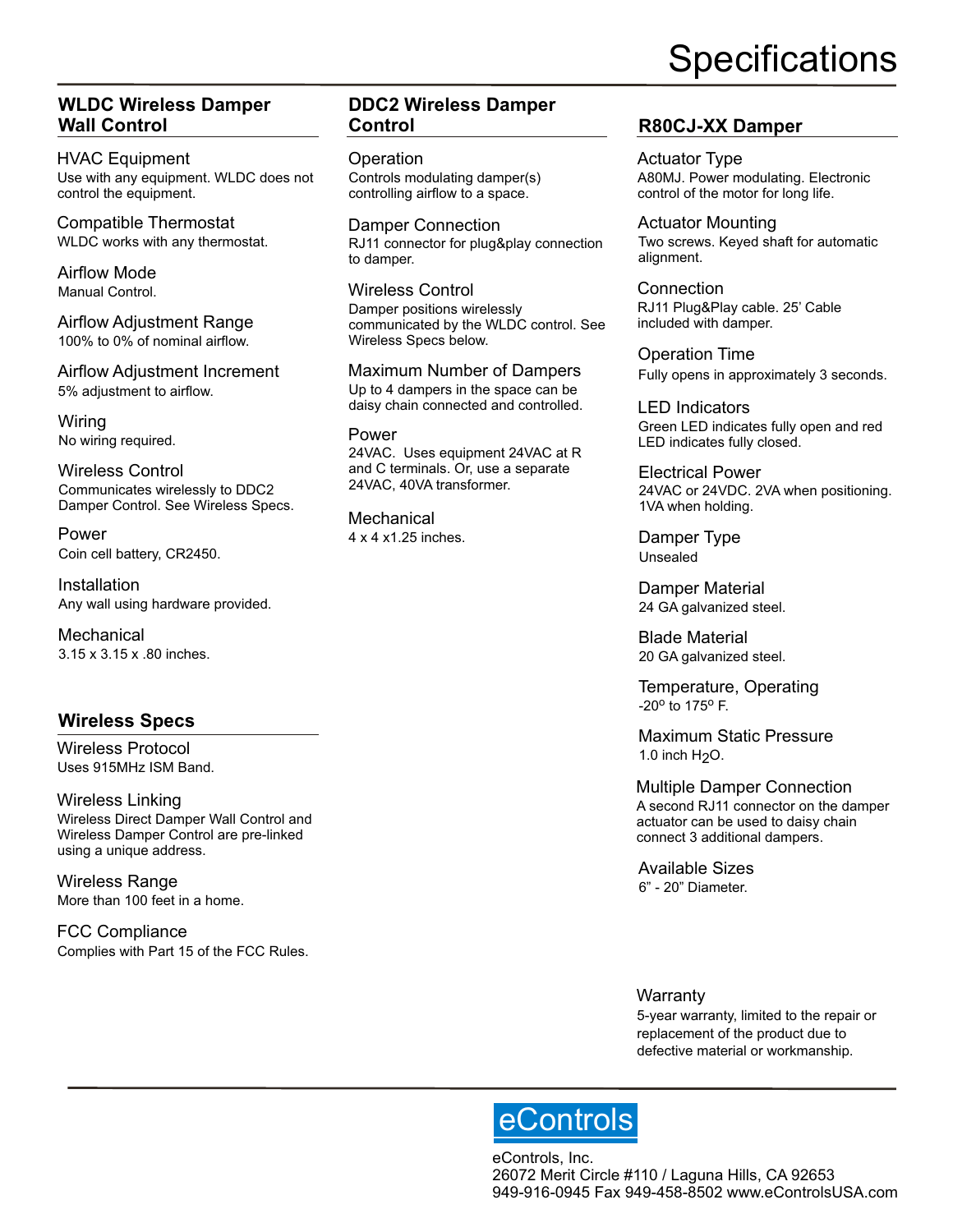# Specifications

## WLDC Wireless Damper Wall Control

### HVAC Equipment
Use with any equipment. WLDC does not control the equipment.

### Compatible Thermostat
WLDC works with any thermostat.

### Airflow Mode
Manual Control.

### Airflow Adjustment Range
100% to 0% of nominal airflow.

### Airflow Adjustment Increment
5% adjustment to airflow.

### Wiring
No wiring required.

### Wireless Control
Communicates wirelessly to DDC2 Damper Control. See Wireless Specs.

### Power
Coin cell battery, CR2450.

### Installation
Any wall using hardware provided.

### Mechanical
3.15 x 3.15 x .80 inches.

## Wireless Specs

### Wireless Protocol
Uses 915MHz ISM Band.

### Wireless Linking
Wireless Direct Damper Wall Control and Wireless Damper Control are pre-linked using a unique address.

### Wireless Range
More than 100 feet in a home.

### FCC Compliance
Complies with Part 15 of the FCC Rules.

## DDC2 Wireless Damper Control

### Operation
Controls modulating damper(s) controlling airflow to a space.

### Damper Connection
RJ11 connector for plug&play connection to damper.

### Wireless Control
Damper positions wirelessly communicated by the WLDC control. See Wireless Specs below.

### Maximum Number of Dampers
Up to 4 dampers in the space can be daisy chain connected and controlled.

### Power
24VAC. Uses equipment 24VAC at R and C terminals. Or, use a separate 24VAC, 40VA transformer.

### Mechanical
4 x 4 x1.25 inches.

## R80CJ-XX Damper

### Actuator Type
A80MJ. Power modulating. Electronic control of the motor for long life.

### Actuator Mounting
Two screws. Keyed shaft for automatic alignment.

### Connection
RJ11 Plug&Play cable. 25' Cable included with damper.

### Operation Time
Fully opens in approximately 3 seconds.

### LED Indicators
Green LED indicates fully open and red LED indicates fully closed.

### Electrical Power
24VAC or 24VDC. 2VA when positioning. 1VA when holding.

### Damper Type
Unsealed

### Damper Material
24 GA galvanized steel.

### Blade Material
20 GA galvanized steel.

### Temperature, Operating
-20$^o$ to 175$^o$ F.

### Maximum Static Pressure
1.0 inch $H_2O$.

### Multiple Damper Connection
A second RJ11 connector on the damper actuator can be used to daisy chain connect 3 additional dampers.

### Available Sizes
6" - 20" Diameter.

### Warranty
5-year warranty, limited to the repair or replacement of the product due to defective material or workmanship.

eControls

eControls, Inc.
26072 Merit Circle #110 / Laguna Hills, CA 92653
949-916-0945 Fax 949-458-8502 www.eControlsUSA.com